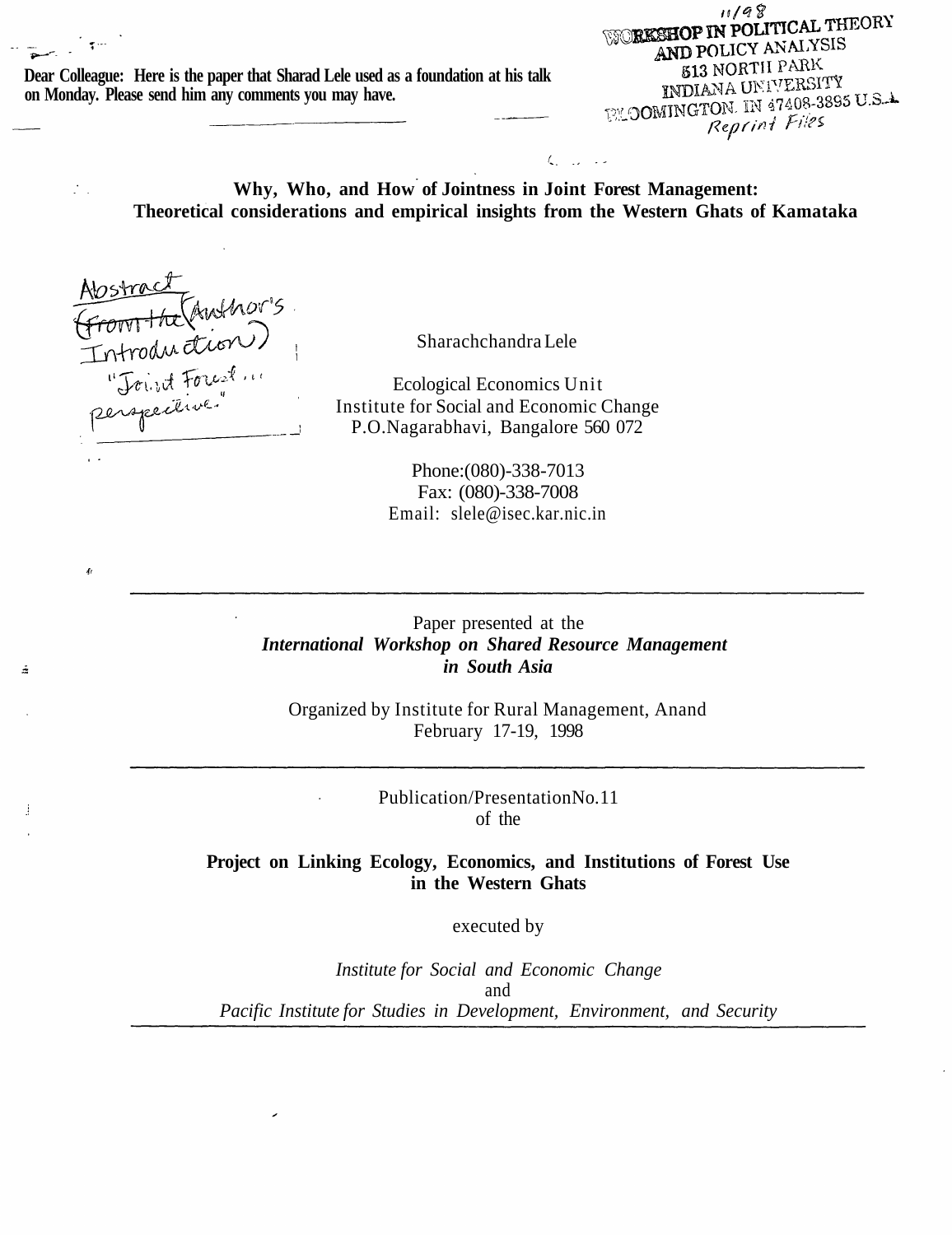Dear Colleague: Here is the paper that Sharad Lele used as a foundation at his talk on Monday. Please send him any comments you may have.

11/98
WORKSHOP IN POLITICAL THEORY AND POLICY ANALYSIS
513 NORTH PARK
INDIANA UNIVERSITY
BLOOMINGTON, IN 47408-3895 U.S.A.
Reprint Files

# Why, Who, and How of Jointness in Joint Forest Management: Theoretical considerations and empirical insights from the Western Ghats of Kamataka

Abstract (From the Author's Introduction) "Joint Forest ... perspective."

Sharachchandra Lele

Ecological Economics Unit
Institute for Social and Economic Change
P.O.Nagarabhavi, Bangalore 560 072

Phone:(080)-338-7013
Fax: (080)-338-7008
Email: slele@isec.kar.nic.in

---

Paper presented at the
***International Workshop on Shared Resource Management in South Asia***

Organized by Institute for Rural Management, Anand
February 17-19, 1998

---

Publication/Presentation No.11
of the

**Project on Linking Ecology, Economics, and Institutions of Forest Use in the Western Ghats**

executed by

*Institute for Social and Economic Change*
and
*Pacific Institute for Studies in Development, Environment, and Security*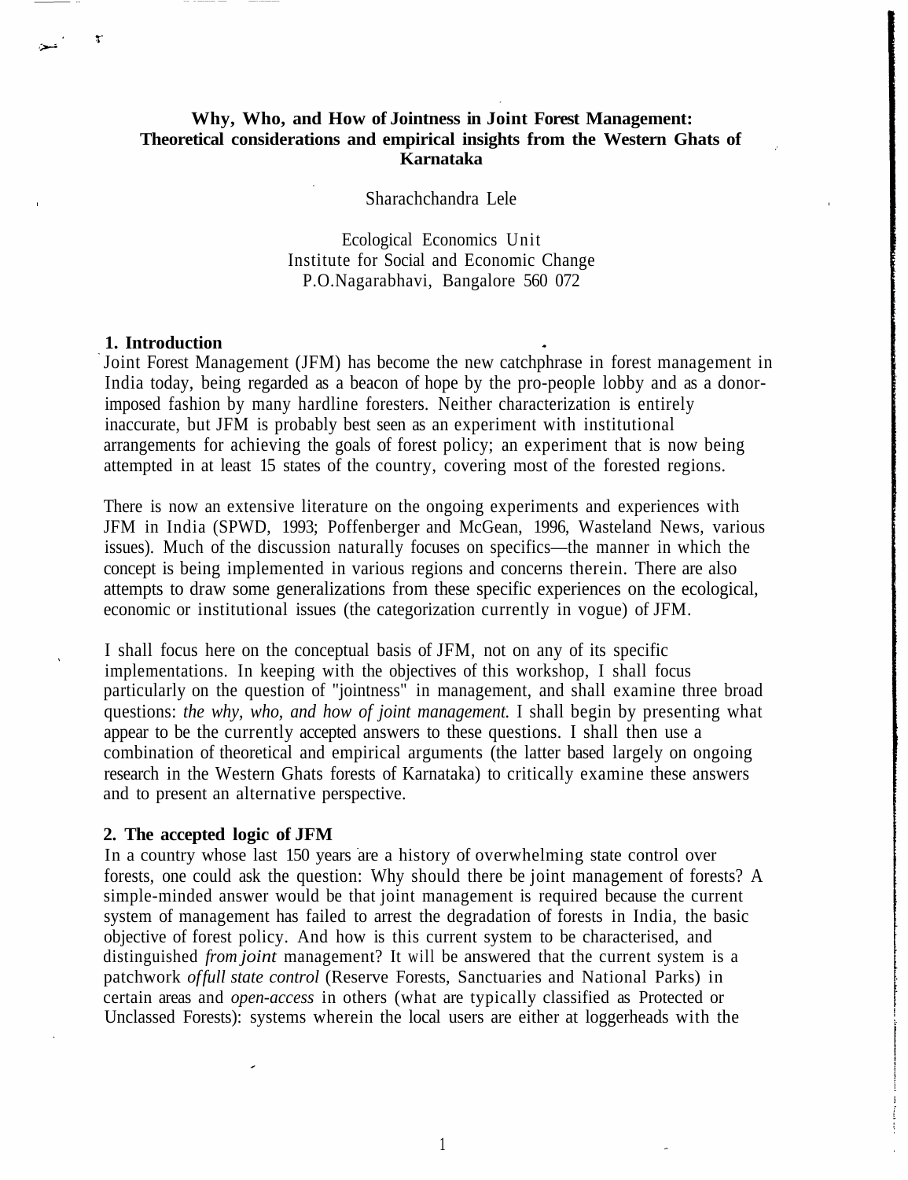**Why, Who, and How of Jointness in Joint Forest Management: Theoretical considerations and empirical insights from the Western Ghats of Karnataka**

Sharachchandra Lele

Ecological Economics Unit
Institute for Social and Economic Change
P.O.Nagarabhavi, Bangalore 560 072

## 1. Introduction

Joint Forest Management (JFM) has become the new catchphrase in forest management in India today, being regarded as a beacon of hope by the pro-people lobby and as a donor-imposed fashion by many hardline foresters. Neither characterization is entirely inaccurate, but JFM is probably best seen as an experiment with institutional arrangements for achieving the goals of forest policy; an experiment that is now being attempted in at least 15 states of the country, covering most of the forested regions.

There is now an extensive literature on the ongoing experiments and experiences with JFM in India (SPWD, 1993; Poffenberger and McGean, 1996, Wasteland News, various issues). Much of the discussion naturally focuses on specifics—the manner in which the concept is being implemented in various regions and concerns therein. There are also attempts to draw some generalizations from these specific experiences on the ecological, economic or institutional issues (the categorization currently in vogue) of JFM.

I shall focus here on the conceptual basis of JFM, not on any of its specific implementations. In keeping with the objectives of this workshop, I shall focus particularly on the question of "jointness" in management, and shall examine three broad questions: *the why, who, and how of joint management.* I shall begin by presenting what appear to be the currently accepted answers to these questions. I shall then use a combination of theoretical and empirical arguments (the latter based largely on ongoing research in the Western Ghats forests of Karnataka) to critically examine these answers and to present an alternative perspective.

## 2. The accepted logic of JFM

In a country whose last 150 years are a history of overwhelming state control over forests, one could ask the question: Why should there be joint management of forests? A simple-minded answer would be that joint management is required because the current system of management has failed to arrest the degradation of forests in India, the basic objective of forest policy. And how is this current system to be characterised, and distinguished *from joint* management? It will be answered that the current system is a patchwork *of full state control* (Reserve Forests, Sanctuaries and National Parks) in certain areas and *open-access* in others (what are typically classified as Protected or Unclassed Forests): systems wherein the local users are either at loggerheads with the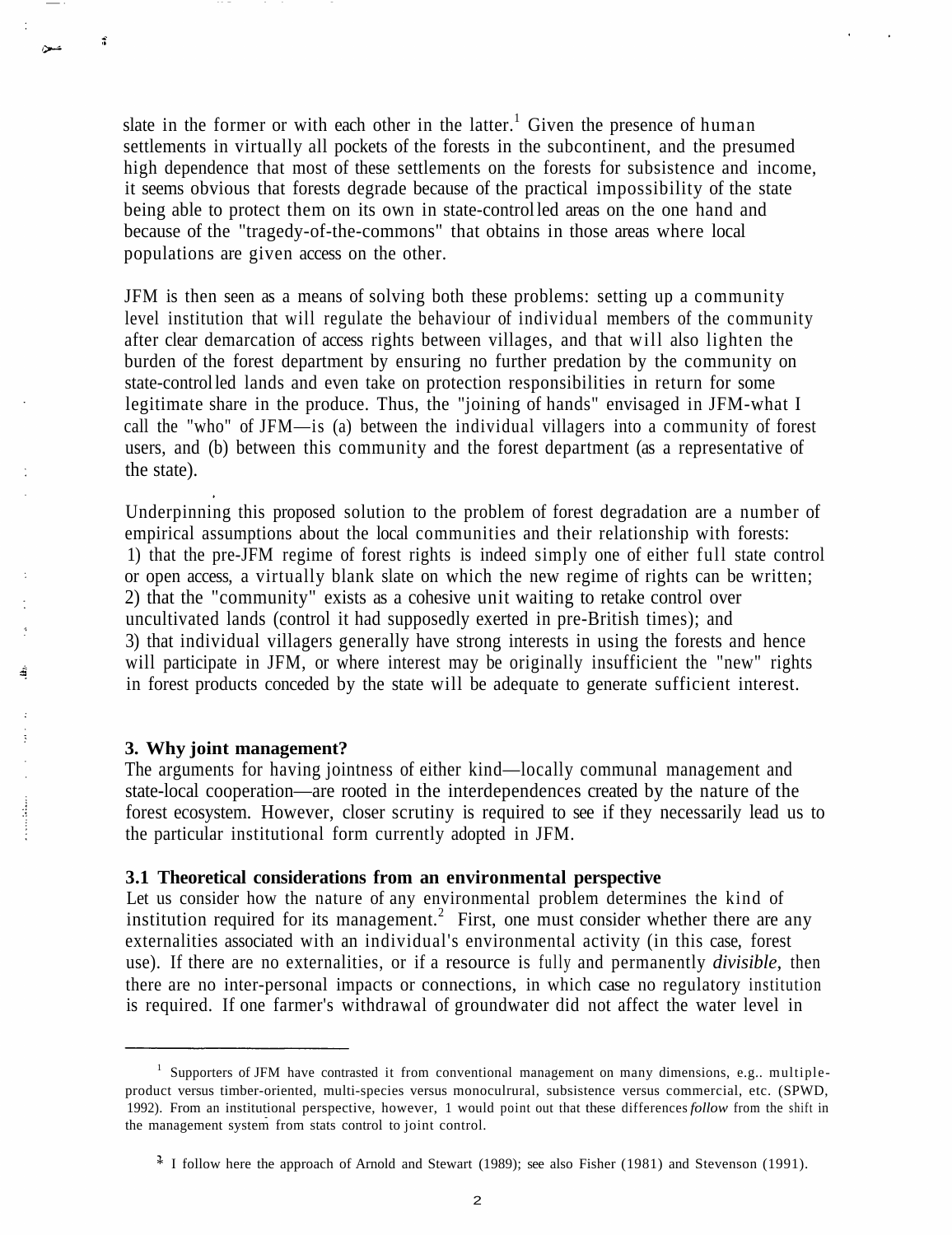slate in the former or with each other in the latter.[1] Given the presence of human settlements in virtually all pockets of the forests in the subcontinent, and the presumed high dependence that most of these settlements on the forests for subsistence and income, it seems obvious that forests degrade because of the practical impossibility of the state being able to protect them on its own in state-controlled areas on the one hand and because of the "tragedy-of-the-commons" that obtains in those areas where local populations are given access on the other.

JFM is then seen as a means of solving both these problems: setting up a community level institution that will regulate the behaviour of individual members of the community after clear demarcation of access rights between villages, and that will also lighten the burden of the forest department by ensuring no further predation by the community on state-controlled lands and even take on protection responsibilities in return for some legitimate share in the produce. Thus, the "joining of hands" envisaged in JFM-what I call the "who" of JFM—is (a) between the individual villagers into a community of forest users, and (b) between this community and the forest department (as a representative of the state).

Underpinning this proposed solution to the problem of forest degradation are a number of empirical assumptions about the local communities and their relationship with forests:
1) that the pre-JFM regime of forest rights is indeed simply one of either full state control or open access, a virtually blank slate on which the new regime of rights can be written;
2) that the "community" exists as a cohesive unit waiting to retake control over uncultivated lands (control it had supposedly exerted in pre-British times); and
3) that individual villagers generally have strong interests in using the forests and hence will participate in JFM, or where interest may be originally insufficient the "new" rights in forest products conceded by the state will be adequate to generate sufficient interest.

## 3. Why joint management?

The arguments for having jointness of either kind—locally communal management and state-local cooperation—are rooted in the interdependences created by the nature of the forest ecosystem. However, closer scrutiny is required to see if they necessarily lead us to the particular institutional form currently adopted in JFM.

### 3.1 Theoretical considerations from an environmental perspective

Let us consider how the nature of any environmental problem determines the kind of institution required for its management.[2] First, one must consider whether there are any externalities associated with an individual's environmental activity (in this case, forest use). If there are no externalities, or if a resource is fully and permanently *divisible*, then there are no inter-personal impacts or connections, in which case no regulatory institution is required. If one farmer's withdrawal of groundwater did not affect the water level in

---

[1] Supporters of JFM have contrasted it from conventional management on many dimensions, e.g.. multiple-product versus timber-oriented, multi-species versus monoculrural, subsistence versus commercial, etc. (SPWD, 1992). From an institutional perspective, however, 1 would point out that these differences *follow* from the shift in the management system from stats control to joint control.

[2] I follow here the approach of Arnold and Stewart (1989); see also Fisher (1981) and Stevenson (1991).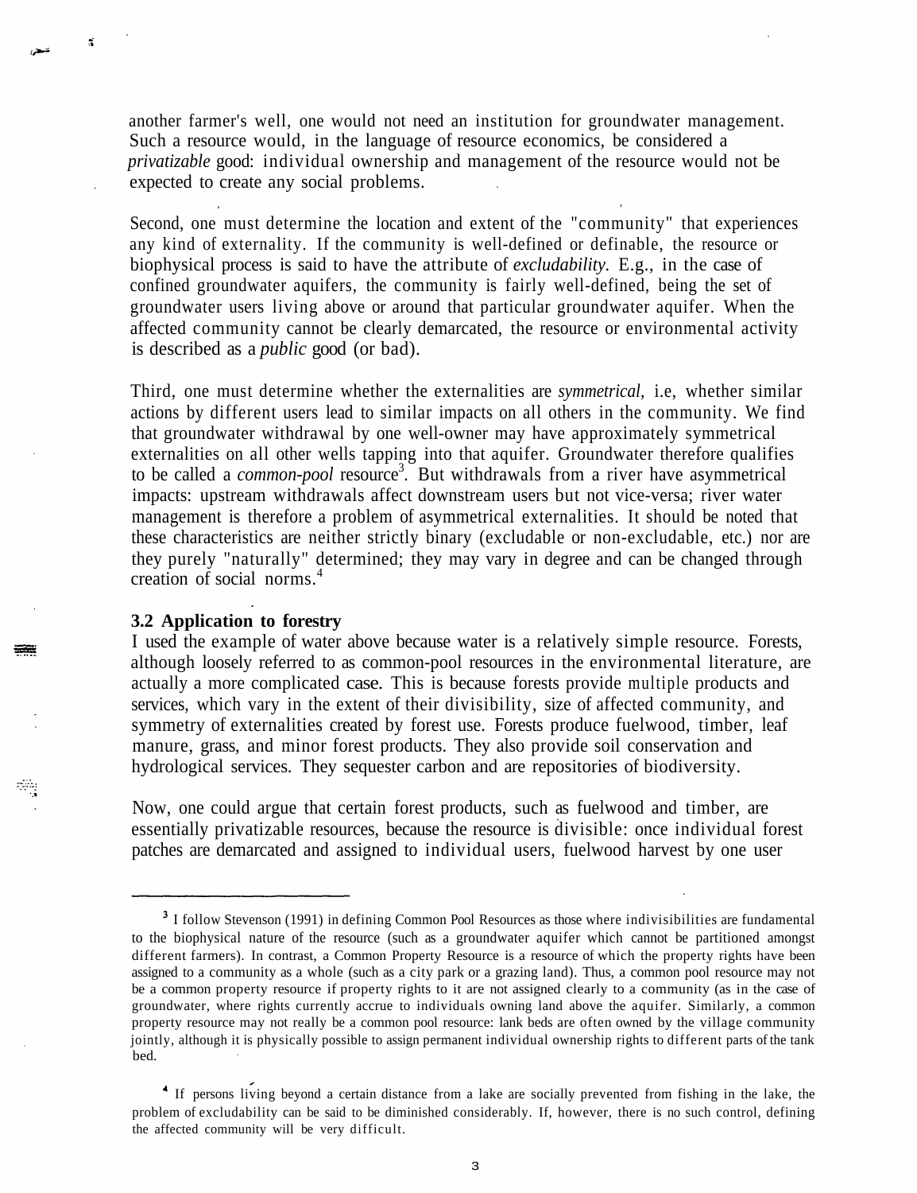another farmer's well, one would not need an institution for groundwater management. Such a resource would, in the language of resource economics, be considered a *privatizable* good: individual ownership and management of the resource would not be expected to create any social problems.

Second, one must determine the location and extent of the "community" that experiences any kind of externality. If the community is well-defined or definable, the resource or biophysical process is said to have the attribute of *excludability.* E.g., in the case of confined groundwater aquifers, the community is fairly well-defined, being the set of groundwater users living above or around that particular groundwater aquifer. When the affected community cannot be clearly demarcated, the resource or environmental activity is described as a *public* good (or bad).

Third, one must determine whether the externalities are *symmetrical,* i.e, whether similar actions by different users lead to similar impacts on all others in the community. We find that groundwater withdrawal by one well-owner may have approximately symmetrical externalities on all other wells tapping into that aquifer. Groundwater therefore qualifies to be called a *common-pool* resource[3]. But withdrawals from a river have asymmetrical impacts: upstream withdrawals affect downstream users but not vice-versa; river water management is therefore a problem of asymmetrical externalities. It should be noted that these characteristics are neither strictly binary (excludable or non-excludable, etc.) nor are they purely "naturally" determined; they may vary in degree and can be changed through creation of social norms.[4]

### 3.2 Application to forestry

I used the example of water above because water is a relatively simple resource. Forests, although loosely referred to as common-pool resources in the environmental literature, are actually a more complicated case. This is because forests provide multiple products and services, which vary in the extent of their divisibility, size of affected community, and symmetry of externalities created by forest use. Forests produce fuelwood, timber, leaf manure, grass, and minor forest products. They also provide soil conservation and hydrological services. They sequester carbon and are repositories of biodiversity.

Now, one could argue that certain forest products, such as fuelwood and timber, are essentially privatizable resources, because the resource is divisible: once individual forest patches are demarcated and assigned to individual users, fuelwood harvest by one user

---

[3] I follow Stevenson (1991) in defining Common Pool Resources as those where indivisibilities are fundamental to the biophysical nature of the resource (such as a groundwater aquifer which cannot be partitioned amongst different farmers). In contrast, a Common Property Resource is a resource of which the property rights have been assigned to a community as a whole (such as a city park or a grazing land). Thus, a common pool resource may not be a common property resource if property rights to it are not assigned clearly to a community (as in the case of groundwater, where rights currently accrue to individuals owning land above the aquifer. Similarly, a common property resource may not really be a common pool resource: lank beds are often owned by the village community jointly, although it is physically possible to assign permanent individual ownership rights to different parts of the tank bed.

[4] If persons living beyond a certain distance from a lake are socially prevented from fishing in the lake, the problem of excludability can be said to be diminished considerably. If, however, there is no such control, defining the affected community will be very difficult.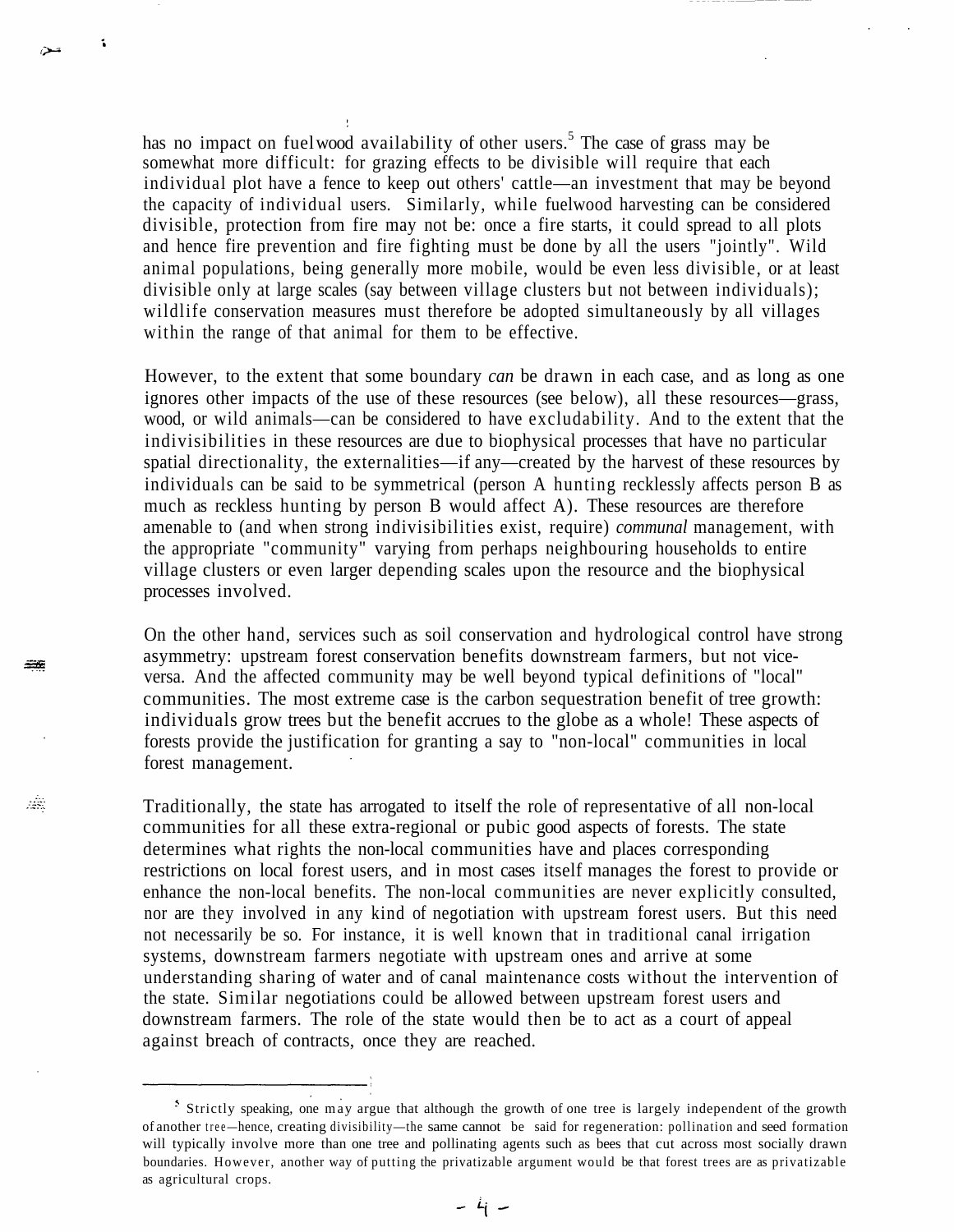has no impact on fuelwood availability of other users.[5] The case of grass may be somewhat more difficult: for grazing effects to be divisible will require that each individual plot have a fence to keep out others' cattle—an investment that may be beyond the capacity of individual users. Similarly, while fuelwood harvesting can be considered divisible, protection from fire may not be: once a fire starts, it could spread to all plots and hence fire prevention and fire fighting must be done by all the users "jointly". Wild animal populations, being generally more mobile, would be even less divisible, or at least divisible only at large scales (say between village clusters but not between individuals); wildlife conservation measures must therefore be adopted simultaneously by all villages within the range of that animal for them to be effective.

However, to the extent that some boundary *can* be drawn in each case, and as long as one ignores other impacts of the use of these resources (see below), all these resources—grass, wood, or wild animals—can be considered to have excludability. And to the extent that the indivisibilities in these resources are due to biophysical processes that have no particular spatial directionality, the externalities—if any—created by the harvest of these resources by individuals can be said to be symmetrical (person A hunting recklessly affects person B as much as reckless hunting by person B would affect A). These resources are therefore amenable to (and when strong indivisibilities exist, require) *communal* management, with the appropriate "community" varying from perhaps neighbouring households to entire village clusters or even larger depending scales upon the resource and the biophysical processes involved.

On the other hand, services such as soil conservation and hydrological control have strong asymmetry: upstream forest conservation benefits downstream farmers, but not vice-versa. And the affected community may be well beyond typical definitions of "local" communities. The most extreme case is the carbon sequestration benefit of tree growth: individuals grow trees but the benefit accrues to the globe as a whole! These aspects of forests provide the justification for granting a say to "non-local" communities in local forest management.

Traditionally, the state has arrogated to itself the role of representative of all non-local communities for all these extra-regional or pubic good aspects of forests. The state determines what rights the non-local communities have and places corresponding restrictions on local forest users, and in most cases itself manages the forest to provide or enhance the non-local benefits. The non-local communities are never explicitly consulted, nor are they involved in any kind of negotiation with upstream forest users. But this need not necessarily be so. For instance, it is well known that in traditional canal irrigation systems, downstream farmers negotiate with upstream ones and arrive at some understanding sharing of water and of canal maintenance costs without the intervention of the state. Similar negotiations could be allowed between upstream forest users and downstream farmers. The role of the state would then be to act as a court of appeal against breach of contracts, once they are reached.

---

[5] Strictly speaking, one may argue that although the growth of one tree is largely independent of the growth of another tree—hence, creating divisibility—the same cannot be said for regeneration: pollination and seed formation will typically involve more than one tree and pollinating agents such as bees that cut across most socially drawn boundaries. However, another way of putting the privatizable argument would be that forest trees are as privatizable as agricultural crops.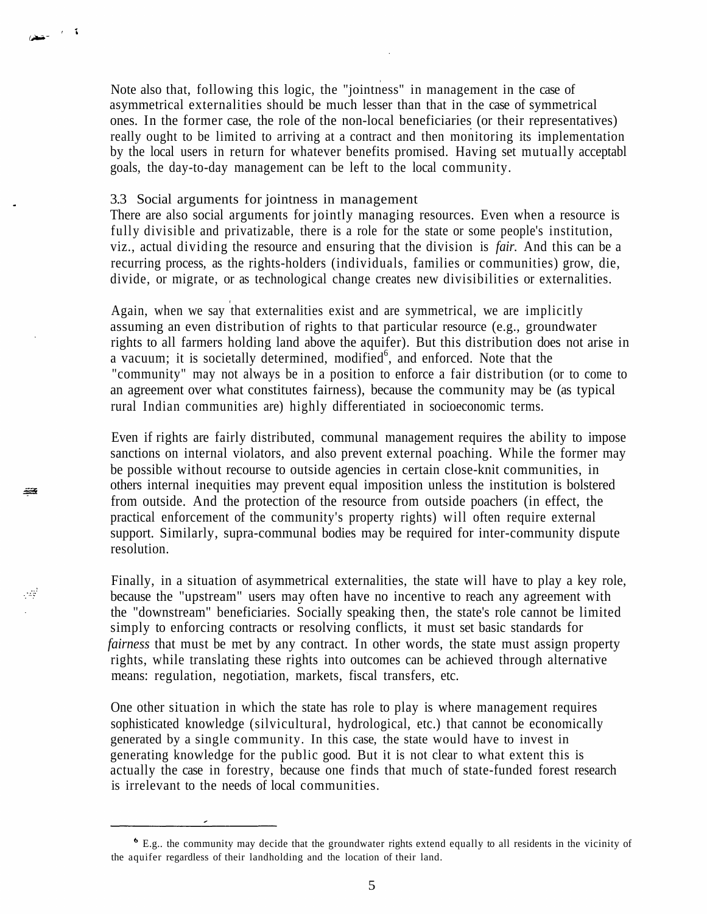Note also that, following this logic, the "jointness" in management in the case of asymmetrical externalities should be much lesser than that in the case of symmetrical ones. In the former case, the role of the non-local beneficiaries (or their representatives) really ought to be limited to arriving at a contract and then monitoring its implementation by the local users in return for whatever benefits promised. Having set mutually acceptabl goals, the day-to-day management can be left to the local community.

### 3.3 Social arguments for jointness in management

There are also social arguments for jointly managing resources. Even when a resource is fully divisible and privatizable, there is a role for the state or some people's institution, viz., actual dividing the resource and ensuring that the division is *fair.* And this can be a recurring process, as the rights-holders (individuals, families or communities) grow, die, divide, or migrate, or as technological change creates new divisibilities or externalities.

Again, when we say that externalities exist and are symmetrical, we are implicitly assuming an even distribution of rights to that particular resource (e.g., groundwater rights to all farmers holding land above the aquifer). But this distribution does not arise in a vacuum; it is societally determined, modified[6], and enforced. Note that the "community" may not always be in a position to enforce a fair distribution (or to come to an agreement over what constitutes fairness), because the community may be (as typical rural Indian communities are) highly differentiated in socioeconomic terms.

Even if rights are fairly distributed, communal management requires the ability to impose sanctions on internal violators, and also prevent external poaching. While the former may be possible without recourse to outside agencies in certain close-knit communities, in others internal inequities may prevent equal imposition unless the institution is bolstered from outside. And the protection of the resource from outside poachers (in effect, the practical enforcement of the community's property rights) will often require external support. Similarly, supra-communal bodies may be required for inter-community dispute resolution.

Finally, in a situation of asymmetrical externalities, the state will have to play a key role, because the "upstream" users may often have no incentive to reach any agreement with the "downstream" beneficiaries. Socially speaking then, the state's role cannot be limited simply to enforcing contracts or resolving conflicts, it must set basic standards for *fairness* that must be met by any contract. In other words, the state must assign property rights, while translating these rights into outcomes can be achieved through alternative means: regulation, negotiation, markets, fiscal transfers, etc.

One other situation in which the state has role to play is where management requires sophisticated knowledge (silvicultural, hydrological, etc.) that cannot be economically generated by a single community. In this case, the state would have to invest in generating knowledge for the public good. But it is not clear to what extent this is actually the case in forestry, because one finds that much of state-funded forest research is irrelevant to the needs of local communities.

---

[6] E.g.. the community may decide that the groundwater rights extend equally to all residents in the vicinity of the aquifer regardless of their landholding and the location of their land.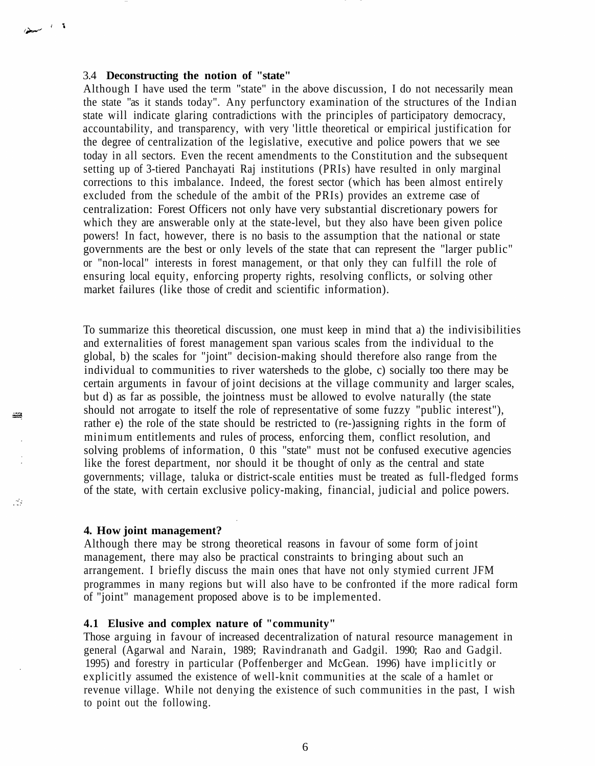### 3.4 **Deconstructing the notion of "state"**

Although I have used the term "state" in the above discussion, I do not necessarily mean the state "as it stands today". Any perfunctory examination of the structures of the Indian state will indicate glaring contradictions with the principles of participatory democracy, accountability, and transparency, with very 'little theoretical or empirical justification for the degree of centralization of the legislative, executive and police powers that we see today in all sectors. Even the recent amendments to the Constitution and the subsequent setting up of 3-tiered Panchayati Raj institutions (PRIs) have resulted in only marginal corrections to this imbalance. Indeed, the forest sector (which has been almost entirely excluded from the schedule of the ambit of the PRIs) provides an extreme case of centralization: Forest Officers not only have very substantial discretionary powers for which they are answerable only at the state-level, but they also have been given police powers! In fact, however, there is no basis to the assumption that the national or state governments are the best or only levels of the state that can represent the "larger public" or "non-local" interests in forest management, or that only they can fulfill the role of ensuring local equity, enforcing property rights, resolving conflicts, or solving other market failures (like those of credit and scientific information).

To summarize this theoretical discussion, one must keep in mind that a) the indivisibilities and externalities of forest management span various scales from the individual to the global, b) the scales for "joint" decision-making should therefore also range from the individual to communities to river watersheds to the globe, c) socially too there may be certain arguments in favour of joint decisions at the village community and larger scales, but d) as far as possible, the jointness must be allowed to evolve naturally (the state should not arrogate to itself the role of representative of some fuzzy "public interest"), rather e) the role of the state should be restricted to (re-)assigning rights in the form of minimum entitlements and rules of process, enforcing them, conflict resolution, and solving problems of information, 0 this "state" must not be confused executive agencies like the forest department, nor should it be thought of only as the central and state governments; village, taluka or district-scale entities must be treated as full-fledged forms of the state, with certain exclusive policy-making, financial, judicial and police powers.

## 4. How joint management?

Although there may be strong theoretical reasons in favour of some form of joint management, there may also be practical constraints to bringing about such an arrangement. I briefly discuss the main ones that have not only stymied current JFM programmes in many regions but will also have to be confronted if the more radical form of "joint" management proposed above is to be implemented.

### 4.1 Elusive and complex nature of "community"

Those arguing in favour of increased decentralization of natural resource management in general (Agarwal and Narain, 1989; Ravindranath and Gadgil. 1990; Rao and Gadgil. 1995) and forestry in particular (Poffenberger and McGean. 1996) have implicitly or explicitly assumed the existence of well-knit communities at the scale of a hamlet or revenue village. While not denying the existence of such communities in the past, I wish to point out the following.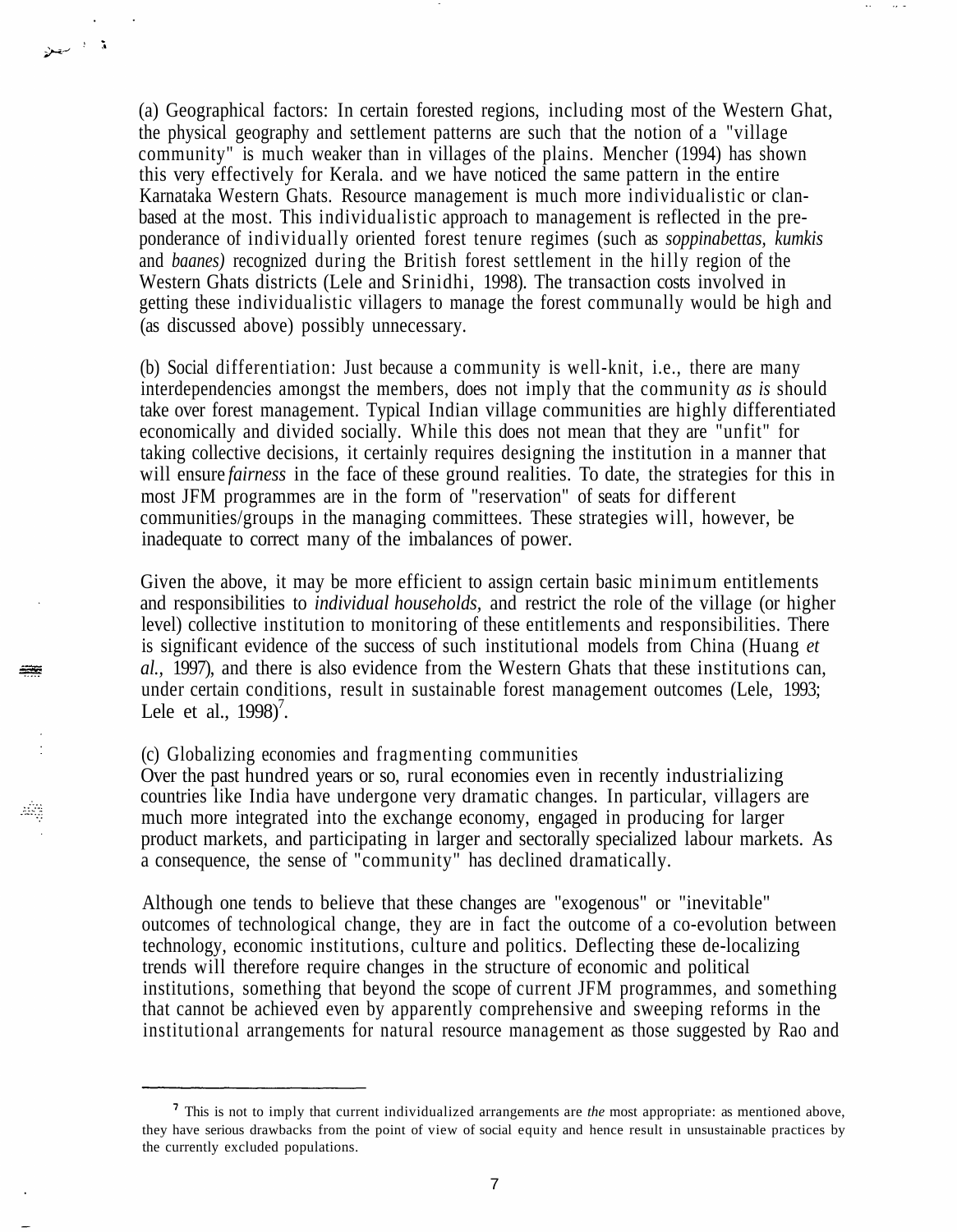(a) Geographical factors: In certain forested regions, including most of the Western Ghat, the physical geography and settlement patterns are such that the notion of a "village community" is much weaker than in villages of the plains. Mencher (1994) has shown this very effectively for Kerala. and we have noticed the same pattern in the entire Karnataka Western Ghats. Resource management is much more individualistic or clan-based at the most. This individualistic approach to management is reflected in the pre-ponderance of individually oriented forest tenure regimes (such as *soppinabettas, kumkis* and *baanes)* recognized during the British forest settlement in the hilly region of the Western Ghats districts (Lele and Srinidhi, 1998). The transaction costs involved in getting these individualistic villagers to manage the forest communally would be high and (as discussed above) possibly unnecessary.

(b) Social differentiation: Just because a community is well-knit, i.e., there are many interdependencies amongst the members, does not imply that the community *as is* should take over forest management. Typical Indian village communities are highly differentiated economically and divided socially. While this does not mean that they are "unfit" for taking collective decisions, it certainly requires designing the institution in a manner that will ensure *fairness* in the face of these ground realities. To date, the strategies for this in most JFM programmes are in the form of "reservation" of seats for different communities/groups in the managing committees. These strategies will, however, be inadequate to correct many of the imbalances of power.

Given the above, it may be more efficient to assign certain basic minimum entitlements and responsibilities to *individual households,* and restrict the role of the village (or higher level) collective institution to monitoring of these entitlements and responsibilities. There is significant evidence of the success of such institutional models from China (Huang *et al.,* 1997), and there is also evidence from the Western Ghats that these institutions can, under certain conditions, result in sustainable forest management outcomes (Lele, 1993; Lele et al., 1998)[7].

(c) Globalizing economies and fragmenting communities

Over the past hundred years or so, rural economies even in recently industrializing countries like India have undergone very dramatic changes. In particular, villagers are much more integrated into the exchange economy, engaged in producing for larger product markets, and participating in larger and sectorally specialized labour markets. As a consequence, the sense of "community" has declined dramatically.

Although one tends to believe that these changes are "exogenous" or "inevitable" outcomes of technological change, they are in fact the outcome of a co-evolution between technology, economic institutions, culture and politics. Deflecting these de-localizing trends will therefore require changes in the structure of economic and political institutions, something that beyond the scope of current JFM programmes, and something that cannot be achieved even by apparently comprehensive and sweeping reforms in the institutional arrangements for natural resource management as those suggested by Rao and

---

[7] This is not to imply that current individualized arrangements are *the* most appropriate: as mentioned above, they have serious drawbacks from the point of view of social equity and hence result in unsustainable practices by the currently excluded populations.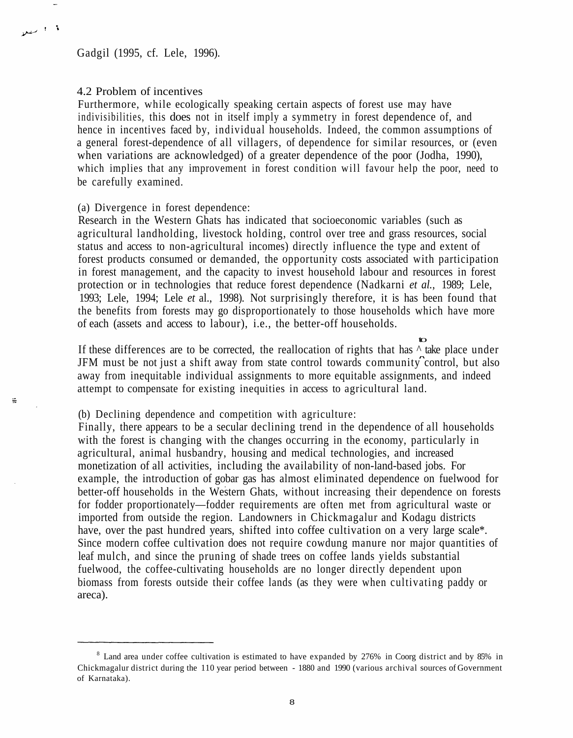Gadgil (1995, cf. Lele, 1996).

## 4.2 Problem of incentives

Furthermore, while ecologically speaking certain aspects of forest use may have indivisibilities, this does not in itself imply a symmetry in forest dependence of, and hence in incentives faced by, individual households. Indeed, the common assumptions of a general forest-dependence of all villagers, of dependence for similar resources, or (even when variations are acknowledged) of a greater dependence of the poor (Jodha, 1990), which implies that any improvement in forest condition will favour help the poor, need to be carefully examined.

(a) Divergence in forest dependence:

Research in the Western Ghats has indicated that socioeconomic variables (such as agricultural landholding, livestock holding, control over tree and grass resources, social status and access to non-agricultural incomes) directly influence the type and extent of forest products consumed or demanded, the opportunity costs associated with participation in forest management, and the capacity to invest household labour and resources in forest protection or in technologies that reduce forest dependence (Nadkarni *et al.,* 1989; Lele, 1993; Lele, 1994; Lele *et* al., 1998). Not surprisingly therefore, it is has been found that the benefits from forests may go disproportionately to those households which have more of each (assets and access to labour), i.e., the better-off households.

If these differences are to be corrected, the reallocation of rights that has to take place under JFM must be not just a shift away from state control towards community control, but also away from inequitable individual assignments to more equitable assignments, and indeed attempt to compensate for existing inequities in access to agricultural land.

(b) Declining dependence and competition with agriculture:

Finally, there appears to be a secular declining trend in the dependence of all households with the forest is changing with the changes occurring in the economy, particularly in agricultural, animal husbandry, housing and medical technologies, and increased monetization of all activities, including the availability of non-land-based jobs. For example, the introduction of gobar gas has almost eliminated dependence on fuelwood for better-off households in the Western Ghats, without increasing their dependence on forests for fodder proportionately—fodder requirements are often met from agricultural waste or imported from outside the region. Landowners in Chickmagalur and Kodagu districts have, over the past hundred years, shifted into coffee cultivation on a very large scale*. Since modern coffee cultivation does not require cowdung manure nor major quantities of leaf mulch, and since the pruning of shade trees on coffee lands yields substantial fuelwood, the coffee-cultivating households are no longer directly dependent upon biomass from forests outside their coffee lands (as they were when cultivating paddy or areca).

---

[8] Land area under coffee cultivation is estimated to have expanded by 276% in Coorg district and by 85% in Chickmagalur district during the 110 year period between - 1880 and 1990 (various archival sources of Government of Karnataka).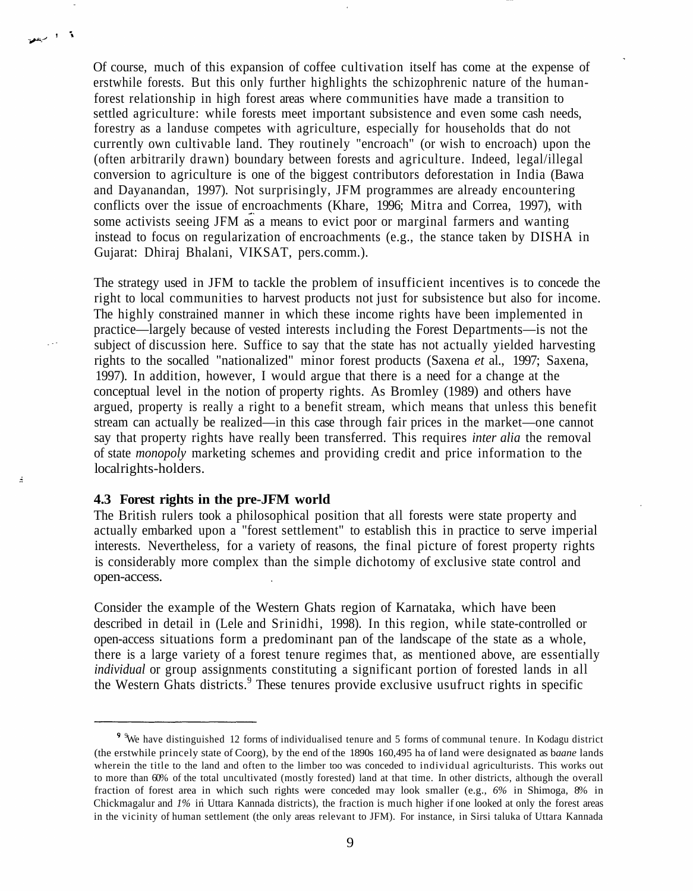Of course, much of this expansion of coffee cultivation itself has come at the expense of erstwhile forests. But this only further highlights the schizophrenic nature of the human-forest relationship in high forest areas where communities have made a transition to settled agriculture: while forests meet important subsistence and even some cash needs, forestry as a landuse competes with agriculture, especially for households that do not currently own cultivable land. They routinely "encroach" (or wish to encroach) upon the (often arbitrarily drawn) boundary between forests and agriculture. Indeed, legal/illegal conversion to agriculture is one of the biggest contributors deforestation in India (Bawa and Dayanandan, 1997). Not surprisingly, JFM programmes are already encountering conflicts over the issue of encroachments (Khare, 1996; Mitra and Correa, 1997), with some activists seeing JFM as a means to evict poor or marginal farmers and wanting instead to focus on regularization of encroachments (e.g., the stance taken by DISHA in Gujarat: Dhiraj Bhalani, VIKSAT, pers.comm.).

The strategy used in JFM to tackle the problem of insufficient incentives is to concede the right to local communities to harvest products not just for subsistence but also for income. The highly constrained manner in which these income rights have been implemented in practice—largely because of vested interests including the Forest Departments—is not the subject of discussion here. Suffice to say that the state has not actually yielded harvesting rights to the socalled "nationalized" minor forest products (Saxena *et* al., 1997; Saxena, 1997). In addition, however, I would argue that there is a need for a change at the conceptual level in the notion of property rights. As Bromley (1989) and others have argued, property is really a right to a benefit stream, which means that unless this benefit stream can actually be realized—in this case through fair prices in the market—one cannot say that property rights have really been transferred. This requires *inter alia* the removal of state *monopoly* marketing schemes and providing credit and price information to the localrights-holders.

### 4.3 Forest rights in the pre-JFM world

The British rulers took a philosophical position that all forests were state property and actually embarked upon a "forest settlement" to establish this in practice to serve imperial interests. Nevertheless, for a variety of reasons, the final picture of forest property rights is considerably more complex than the simple dichotomy of exclusive state control and open-access.

Consider the example of the Western Ghats region of Karnataka, which have been described in detail in (Lele and Srinidhi, 1998). In this region, while state-controlled or open-access situations form a predominant pan of the landscape of the state as a whole, there is a large variety of a forest tenure regimes that, as mentioned above, are essentially *individual* or group assignments constituting a significant portion of forested lands in all the Western Ghats districts.[9] These tenures provide exclusive usufruct rights in specific

---

[9] We have distinguished 12 forms of individualised tenure and 5 forms of communal tenure. In Kodagu district (the erstwhile princely state of Coorg), by the end of the 1890s 160,495 ha of land were designated as b*aane* lands wherein the title to the land and often to the limber too was conceded to individual agriculturists. This works out to more than 60% of the total uncultivated (mostly forested) land at that time. In other districts, although the overall fraction of forest area in which such rights were conceded may look smaller (e.g., *6%* in Shimoga, 8% in Chickmagalur and *1%* in Uttara Kannada districts), the fraction is much higher if one looked at only the forest areas in the vicinity of human settlement (the only areas relevant to JFM). For instance, in Sirsi taluka of Uttara Kannada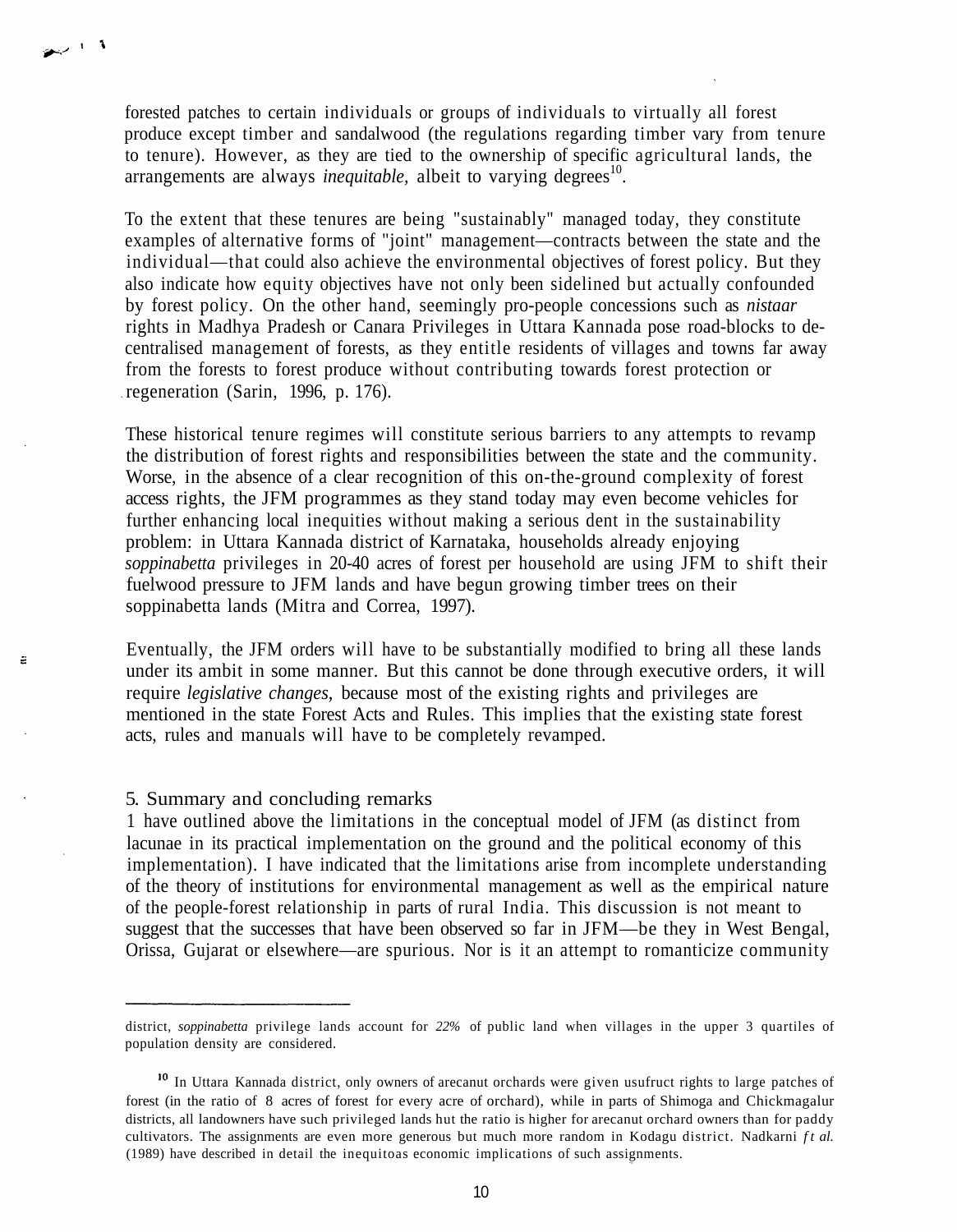forested patches to certain individuals or groups of individuals to virtually all forest produce except timber and sandalwood (the regulations regarding timber vary from tenure to tenure). However, as they are tied to the ownership of specific agricultural lands, the arrangements are always *inequitable,* albeit to varying degrees[10].

To the extent that these tenures are being "sustainably" managed today, they constitute examples of alternative forms of "joint" management—contracts between the state and the individual—that could also achieve the environmental objectives of forest policy. But they also indicate how equity objectives have not only been sidelined but actually confounded by forest policy. On the other hand, seemingly pro-people concessions such as *nistaar* rights in Madhya Pradesh or Canara Privileges in Uttara Kannada pose road-blocks to de-centralised management of forests, as they entitle residents of villages and towns far away from the forests to forest produce without contributing towards forest protection or regeneration (Sarin, 1996, p. 176).

These historical tenure regimes will constitute serious barriers to any attempts to revamp the distribution of forest rights and responsibilities between the state and the community. Worse, in the absence of a clear recognition of this on-the-ground complexity of forest access rights, the JFM programmes as they stand today may even become vehicles for further enhancing local inequities without making a serious dent in the sustainability problem: in Uttara Kannada district of Karnataka, households already enjoying *soppinabetta* privileges in 20-40 acres of forest per household are using JFM to shift their fuelwood pressure to JFM lands and have begun growing timber trees on their soppinabetta lands (Mitra and Correa, 1997).

Eventually, the JFM orders will have to be substantially modified to bring all these lands under its ambit in some manner. But this cannot be done through executive orders, it will require *legislative changes,* because most of the existing rights and privileges are mentioned in the state Forest Acts and Rules. This implies that the existing state forest acts, rules and manuals will have to be completely revamped.

## 5. Summary and concluding remarks

1 have outlined above the limitations in the conceptual model of JFM (as distinct from lacunae in its practical implementation on the ground and the political economy of this implementation). I have indicated that the limitations arise from incomplete understanding of the theory of institutions for environmental management as well as the empirical nature of the people-forest relationship in parts of rural India. This discussion is not meant to suggest that the successes that have been observed so far in JFM—be they in West Bengal, Orissa, Gujarat or elsewhere—are spurious. Nor is it an attempt to romanticize community

---

district, *soppinabetta* privilege lands account for *22%* of public land when villages in the upper 3 quartiles of population density are considered.

[10] In Uttara Kannada district, only owners of arecanut orchards were given usufruct rights to large patches of forest (in the ratio of 8 acres of forest for every acre of orchard), while in parts of Shimoga and Chickmagalur districts, all landowners have such privileged lands hut the ratio is higher for arecanut orchard owners than for paddy cultivators. The assignments are even more generous but much more random in Kodagu district. Nadkarni *ft al.* (1989) have described in detail the inequitoas economic implications of such assignments.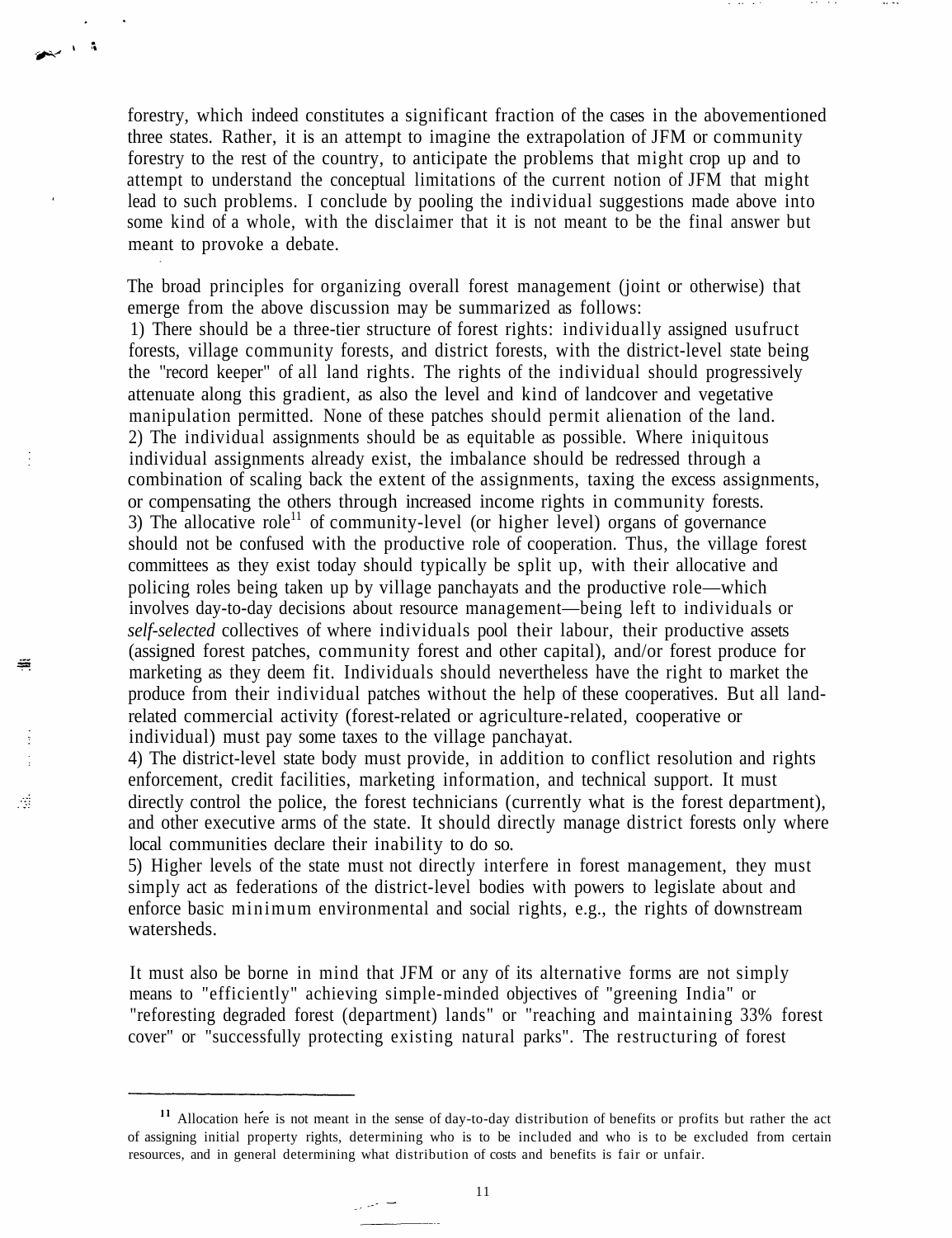forestry, which indeed constitutes a significant fraction of the cases in the abovementioned three states. Rather, it is an attempt to imagine the extrapolation of JFM or community forestry to the rest of the country, to anticipate the problems that might crop up and to attempt to understand the conceptual limitations of the current notion of JFM that might lead to such problems. I conclude by pooling the individual suggestions made above into some kind of a whole, with the disclaimer that it is not meant to be the final answer but meant to provoke a debate.

The broad principles for organizing overall forest management (joint or otherwise) that emerge from the above discussion may be summarized as follows:

1) There should be a three-tier structure of forest rights: individually assigned usufruct forests, village community forests, and district forests, with the district-level state being the "record keeper" of all land rights. The rights of the individual should progressively attenuate along this gradient, as also the level and kind of landcover and vegetative manipulation permitted. None of these patches should permit alienation of the land.
2) The individual assignments should be as equitable as possible. Where iniquitous individual assignments already exist, the imbalance should be redressed through a combination of scaling back the extent of the assignments, taxing the excess assignments, or compensating the others through increased income rights in community forests.
3) The allocative role[11] of community-level (or higher level) organs of governance should not be confused with the productive role of cooperation. Thus, the village forest committees as they exist today should typically be split up, with their allocative and policing roles being taken up by village panchayats and the productive role—which involves day-to-day decisions about resource management—being left to individuals or *self-selected* collectives of where individuals pool their labour, their productive assets (assigned forest patches, community forest and other capital), and/or forest produce for marketing as they deem fit. Individuals should nevertheless have the right to market the produce from their individual patches without the help of these cooperatives. But all land-related commercial activity (forest-related or agriculture-related, cooperative or individual) must pay some taxes to the village panchayat.
4) The district-level state body must provide, in addition to conflict resolution and rights enforcement, credit facilities, marketing information, and technical support. It must directly control the police, the forest technicians (currently what is the forest department), and other executive arms of the state. It should directly manage district forests only where local communities declare their inability to do so.
5) Higher levels of the state must not directly interfere in forest management, they must simply act as federations of the district-level bodies with powers to legislate about and enforce basic minimum environmental and social rights, e.g., the rights of downstream watersheds.

It must also be borne in mind that JFM or any of its alternative forms are not simply means to "efficiently" achieving simple-minded objectives of "greening India" or "reforesting degraded forest (department) lands" or "reaching and maintaining 33% forest cover" or "successfully protecting existing natural parks". The restructuring of forest

[11] Allocation here is not meant in the sense of day-to-day distribution of benefits or profits but rather the act of assigning initial property rights, determining who is to be included and who is to be excluded from certain resources, and in general determining what distribution of costs and benefits is fair or unfair.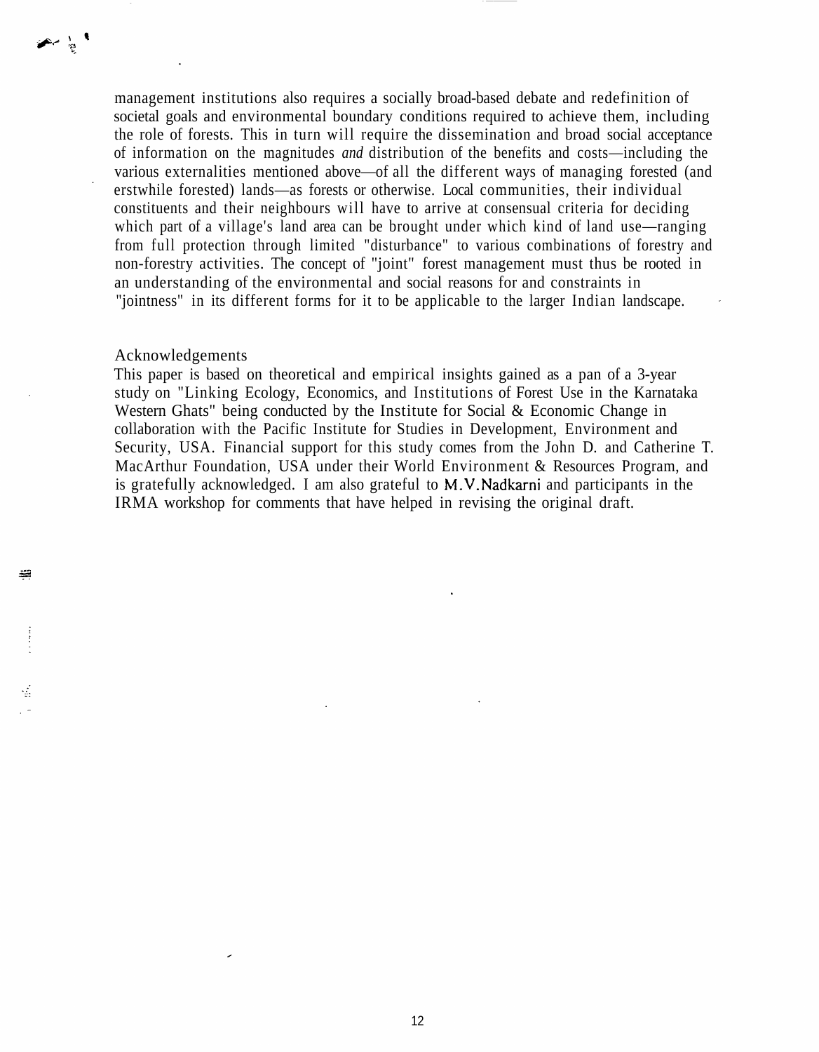management institutions also requires a socially broad-based debate and redefinition of societal goals and environmental boundary conditions required to achieve them, including the role of forests. This in turn will require the dissemination and broad social acceptance of information on the magnitudes *and* distribution of the benefits and costs—including the various externalities mentioned above—of all the different ways of managing forested (and erstwhile forested) lands—as forests or otherwise. Local communities, their individual constituents and their neighbours will have to arrive at consensual criteria for deciding which part of a village's land area can be brought under which kind of land use—ranging from full protection through limited "disturbance" to various combinations of forestry and non-forestry activities. The concept of "joint" forest management must thus be rooted in an understanding of the environmental and social reasons for and constraints in "jointness" in its different forms for it to be applicable to the larger Indian landscape.

## Acknowledgements

This paper is based on theoretical and empirical insights gained as a pan of a 3-year study on "Linking Ecology, Economics, and Institutions of Forest Use in the Karnataka Western Ghats" being conducted by the Institute for Social & Economic Change in collaboration with the Pacific Institute for Studies in Development, Environment and Security, USA. Financial support for this study comes from the John D. and Catherine T. MacArthur Foundation, USA under their World Environment & Resources Program, and is gratefully acknowledged. I am also grateful to M.V.Nadkarni and participants in the IRMA workshop for comments that have helped in revising the original draft.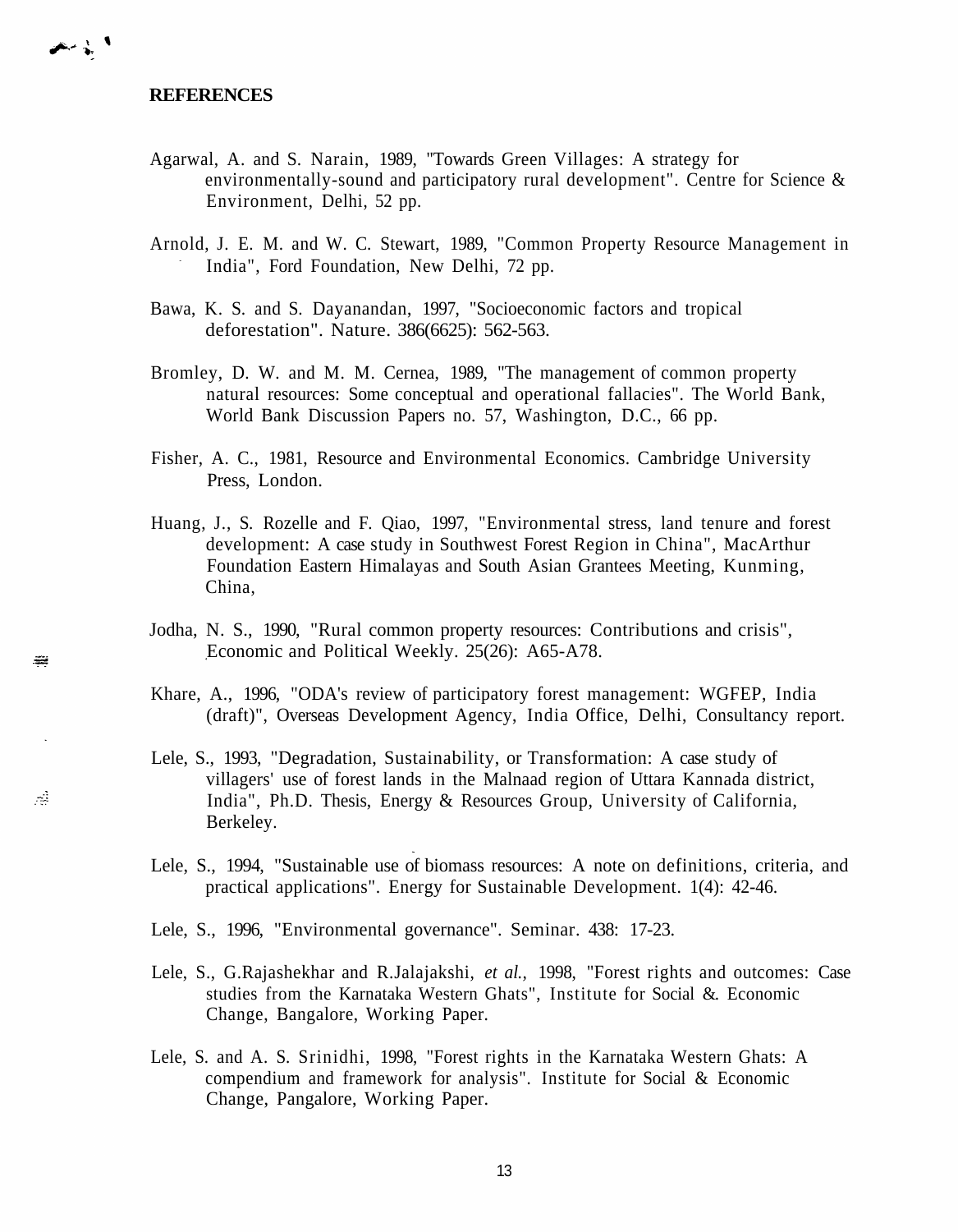## REFERENCES

Agarwal, A. and S. Narain, 1989, "Towards Green Villages: A strategy for environmentally-sound and participatory rural development". Centre for Science & Environment, Delhi, 52 pp.

Arnold, J. E. M. and W. C. Stewart, 1989, "Common Property Resource Management in India", Ford Foundation, New Delhi, 72 pp.

Bawa, K. S. and S. Dayanandan, 1997, "Socioeconomic factors and tropical deforestation". Nature. 386(6625): 562-563.

Bromley, D. W. and M. M. Cernea, 1989, "The management of common property natural resources: Some conceptual and operational fallacies". The World Bank, World Bank Discussion Papers no. 57, Washington, D.C., 66 pp.

Fisher, A. C., 1981, Resource and Environmental Economics. Cambridge University Press, London.

Huang, J., S. Rozelle and F. Qiao, 1997, "Environmental stress, land tenure and forest development: A case study in Southwest Forest Region in China", MacArthur Foundation Eastern Himalayas and South Asian Grantees Meeting, Kunming, China,

Jodha, N. S., 1990, "Rural common property resources: Contributions and crisis", Economic and Political Weekly. 25(26): A65-A78.

Khare, A., 1996, "ODA's review of participatory forest management: WGFEP, India (draft)", Overseas Development Agency, India Office, Delhi, Consultancy report.

Lele, S., 1993, "Degradation, Sustainability, or Transformation: A case study of villagers' use of forest lands in the Malnaad region of Uttara Kannada district, India", Ph.D. Thesis, Energy & Resources Group, University of California, Berkeley.

Lele, S., 1994, "Sustainable use of biomass resources: A note on definitions, criteria, and practical applications". Energy for Sustainable Development. 1(4): 42-46.

Lele, S., 1996, "Environmental governance". Seminar. 438: 17-23.

Lele, S., G.Rajashekhar and R.Jalajakshi, *et al.*, 1998, "Forest rights and outcomes: Case studies from the Karnataka Western Ghats", Institute for Social &. Economic Change, Bangalore, Working Paper.

Lele, S. and A. S. Srinidhi, 1998, "Forest rights in the Karnataka Western Ghats: A compendium and framework for analysis". Institute for Social & Economic Change, Pangalore, Working Paper.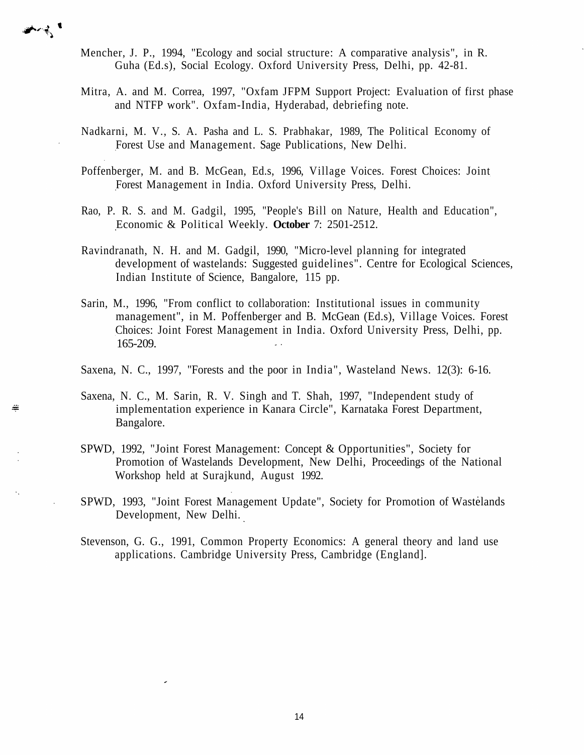Mencher, J. P., 1994, "Ecology and social structure: A comparative analysis", in R. Guha (Ed.s), Social Ecology. Oxford University Press, Delhi, pp. 42-81.

Mitra, A. and M. Correa, 1997, "Oxfam JFPM Support Project: Evaluation of first phase and NTFP work". Oxfam-India, Hyderabad, debriefing note.

Nadkarni, M. V., S. A. Pasha and L. S. Prabhakar, 1989, The Political Economy of Forest Use and Management. Sage Publications, New Delhi.

Poffenberger, M. and B. McGean, Ed.s, 1996, Village Voices. Forest Choices: Joint Forest Management in India. Oxford University Press, Delhi.

Rao, P. R. S. and M. Gadgil, 1995, "People's Bill on Nature, Health and Education", Economic & Political Weekly. **October** 7: 2501-2512.

Ravindranath, N. H. and M. Gadgil, 1990, "Micro-level planning for integrated development of wastelands: Suggested guidelines". Centre for Ecological Sciences, Indian Institute of Science, Bangalore, 115 pp.

Sarin, M., 1996, "From conflict to collaboration: Institutional issues in community management", in M. Poffenberger and B. McGean (Ed.s), Village Voices. Forest Choices: Joint Forest Management in India. Oxford University Press, Delhi, pp. 165-209.

Saxena, N. C., 1997, "Forests and the poor in India", Wasteland News. 12(3): 6-16.

Saxena, N. C., M. Sarin, R. V. Singh and T. Shah, 1997, "Independent study of implementation experience in Kanara Circle", Karnataka Forest Department, Bangalore.

SPWD, 1992, "Joint Forest Management: Concept & Opportunities", Society for Promotion of Wastelands Development, New Delhi, Proceedings of the National Workshop held at Surajkund, August 1992.

SPWD, 1993, "Joint Forest Management Update", Society for Promotion of Wastelands Development, New Delhi.

Stevenson, G. G., 1991, Common Property Economics: A general theory and land use applications. Cambridge University Press, Cambridge (England].